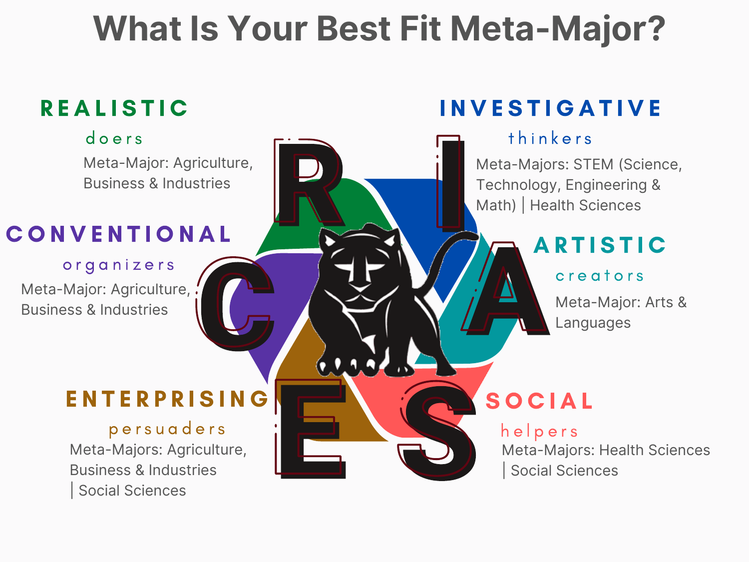# What Is Your Best Fit Meta-Major?

## REALISTIC

*doers*

Meta-Major: Agriculture, Business & Industries

## INVESTIGATIVE

*thinkers*

Meta-Majors: STEM (Science, Technology, Engineering & Math) | Health Sciences

## CONVENTIONAL

*organizers*

Meta-Major: Agriculture, Business & Industries

## ARTISTIC

*creators*

Meta-Major: Arts & Languages

## ENTERPRISING

*persuaders*

Meta-Majors: Agriculture, Business & Industries | Social Sciences

## SOCIAL

*helpers*

Meta-Majors: Health Sciences | Social Sciences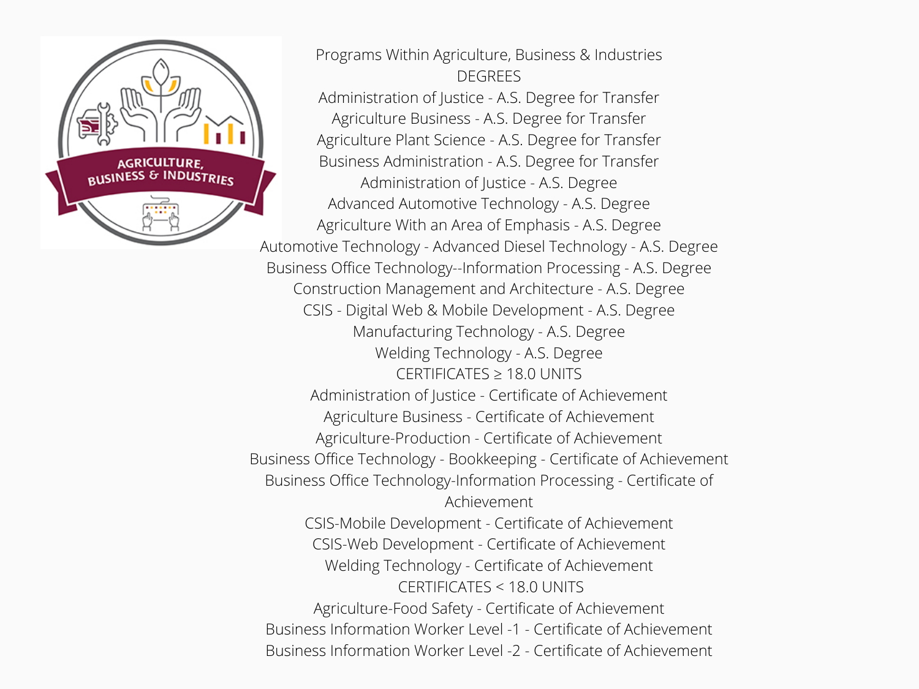# Programs Within Agriculture, Business & Industries

## DEGREES

- Administration of Justice - A.S. Degree for Transfer
- Agriculture Business - A.S. Degree for Transfer
- Agriculture Plant Science - A.S. Degree for Transfer
- Business Administration - A.S. Degree for Transfer
- Administration of Justice - A.S. Degree
- Advanced Automotive Technology - A.S. Degree
- Agriculture With an Area of Emphasis - A.S. Degree
- Automotive Technology - Advanced Diesel Technology - A.S. Degree
- Business Office Technology--Information Processing - A.S. Degree
- Construction Management and Architecture - A.S. Degree
- CSIS - Digital Web & Mobile Development - A.S. Degree
- Manufacturing Technology - A.S. Degree
- Welding Technology - A.S. Degree

## CERTIFICATES ≥ 18.0 UNITS

- Administration of Justice - Certificate of Achievement
- Agriculture Business - Certificate of Achievement
- Agriculture-Production - Certificate of Achievement
- Business Office Technology - Bookkeeping - Certificate of Achievement
- Business Office Technology-Information Processing - Certificate of Achievement
- CSIS-Mobile Development - Certificate of Achievement
- CSIS-Web Development - Certificate of Achievement
- Welding Technology - Certificate of Achievement

## CERTIFICATES < 18.0 UNITS

- Agriculture-Food Safety - Certificate of Achievement
- Business Information Worker Level -1 - Certificate of Achievement
- Business Information Worker Level -2 - Certificate of Achievement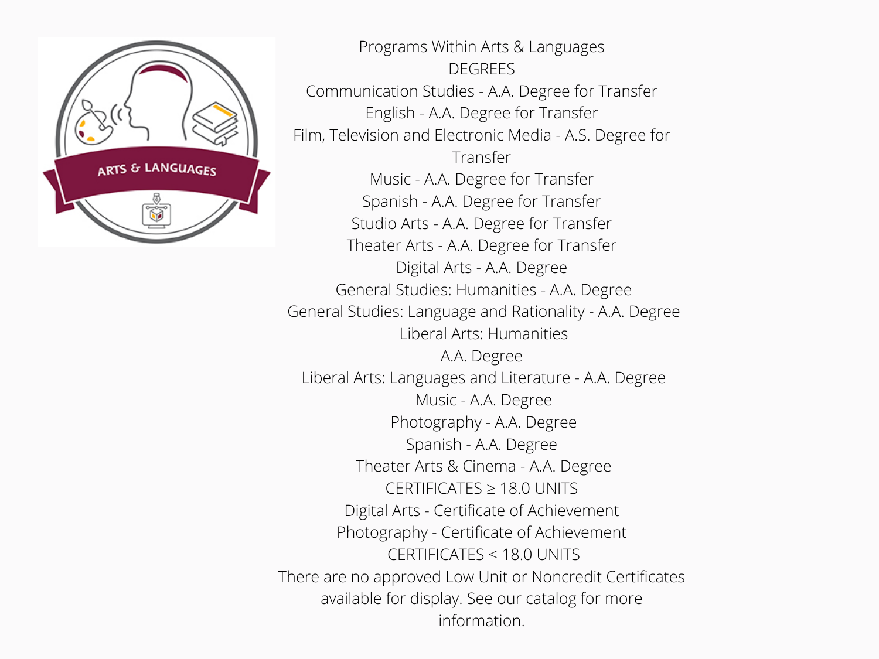# Programs Within Arts & Languages

## DEGREES

Communication Studies - A.A. Degree for Transfer

English - A.A. Degree for Transfer

Film, Television and Electronic Media - A.S. Degree for Transfer

Music - A.A. Degree for Transfer

Spanish - A.A. Degree for Transfer

Studio Arts - A.A. Degree for Transfer

Theater Arts - A.A. Degree for Transfer

Digital Arts - A.A. Degree

General Studies: Humanities - A.A. Degree

General Studies: Language and Rationality - A.A. Degree

Liberal Arts: Humanities A.A. Degree

Liberal Arts: Languages and Literature - A.A. Degree

Music - A.A. Degree

Photography - A.A. Degree

Spanish - A.A. Degree

Theater Arts & Cinema - A.A. Degree

## CERTIFICATES ≥ 18.0 UNITS

Digital Arts - Certificate of Achievement

Photography - Certificate of Achievement

## CERTIFICATES < 18.0 UNITS

There are no approved Low Unit or Noncredit Certificates available for display. See our catalog for more information.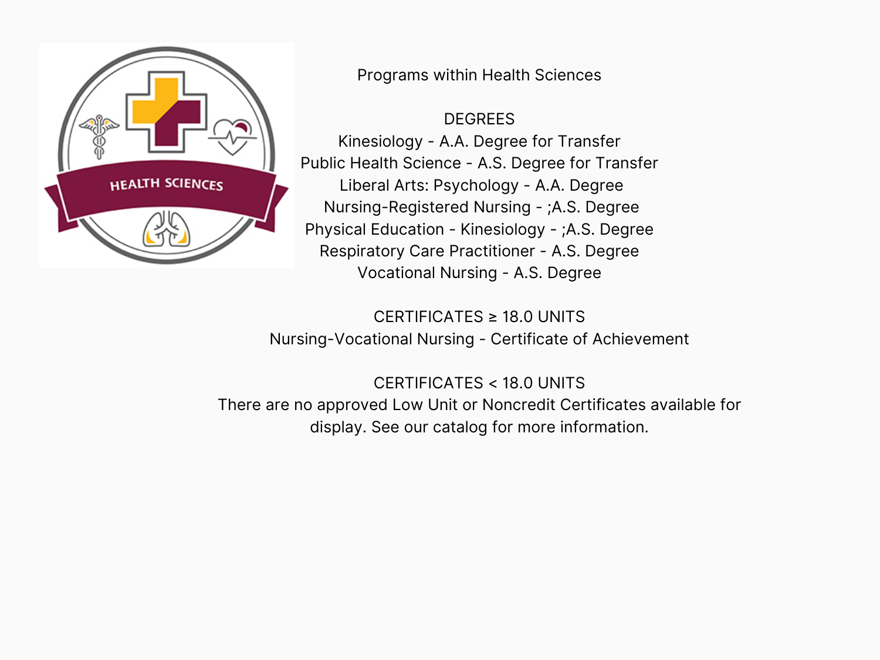## Programs within Health Sciences

### DEGREES

Kinesiology - A.A. Degree for Transfer
Public Health Science - A.S. Degree for Transfer
Liberal Arts: Psychology - A.A. Degree
Nursing-Registered Nursing - ;A.S. Degree
Physical Education - Kinesiology - ;A.S. Degree
Respiratory Care Practitioner - A.S. Degree
Vocational Nursing - A.S. Degree

### CERTIFICATES ≥ 18.0 UNITS

Nursing-Vocational Nursing - Certificate of Achievement

### CERTIFICATES < 18.0 UNITS

There are no approved Low Unit or Noncredit Certificates available for display. See our catalog for more information.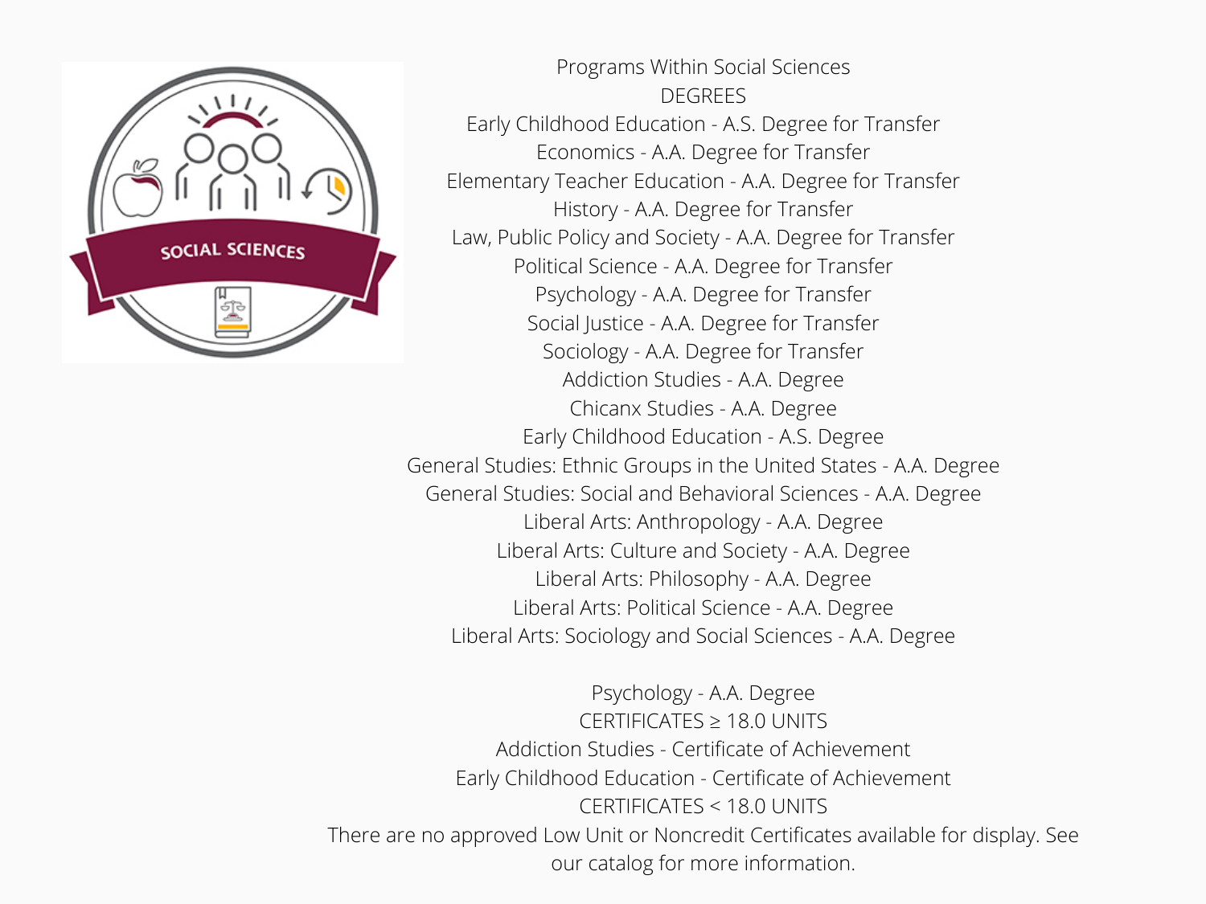Programs Within Social Sciences

## DEGREES

Early Childhood Education - A.S. Degree for Transfer
Economics - A.A. Degree for Transfer
Elementary Teacher Education - A.A. Degree for Transfer
History - A.A. Degree for Transfer
Law, Public Policy and Society - A.A. Degree for Transfer
Political Science - A.A. Degree for Transfer
Psychology - A.A. Degree for Transfer
Social Justice - A.A. Degree for Transfer
Sociology - A.A. Degree for Transfer
Addiction Studies - A.A. Degree
Chicanx Studies - A.A. Degree
Early Childhood Education - A.S. Degree
General Studies: Ethnic Groups in the United States - A.A. Degree
General Studies: Social and Behavioral Sciences - A.A. Degree
Liberal Arts: Anthropology - A.A. Degree
Liberal Arts: Culture and Society - A.A. Degree
Liberal Arts: Philosophy - A.A. Degree
Liberal Arts: Political Science - A.A. Degree
Liberal Arts: Sociology and Social Sciences - A.A. Degree

Psychology - A.A. Degree

## CERTIFICATES ≥ 18.0 UNITS

Addiction Studies - Certificate of Achievement
Early Childhood Education - Certificate of Achievement

## CERTIFICATES < 18.0 UNITS

There are no approved Low Unit or Noncredit Certificates available for display. See our catalog for more information.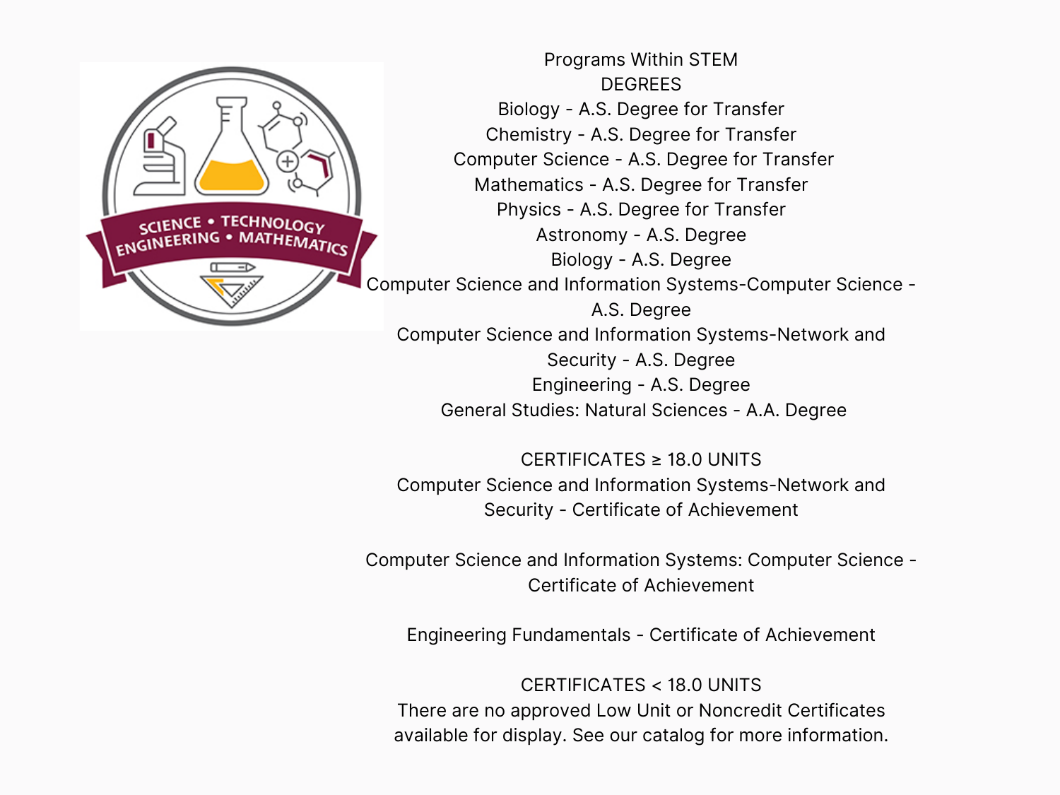# Programs Within STEM

## DEGREES

Biology - A.S. Degree for Transfer
Chemistry - A.S. Degree for Transfer
Computer Science - A.S. Degree for Transfer
Mathematics - A.S. Degree for Transfer
Physics - A.S. Degree for Transfer
Astronomy - A.S. Degree
Biology - A.S. Degree
Computer Science and Information Systems-Computer Science - A.S. Degree
Computer Science and Information Systems-Network and Security - A.S. Degree
Engineering - A.S. Degree
General Studies: Natural Sciences - A.A. Degree

## CERTIFICATES ≥ 18.0 UNITS

Computer Science and Information Systems-Network and Security - Certificate of Achievement

Computer Science and Information Systems: Computer Science - Certificate of Achievement

Engineering Fundamentals - Certificate of Achievement

## CERTIFICATES < 18.0 UNITS

There are no approved Low Unit or Noncredit Certificates available for display. See our catalog for more information.